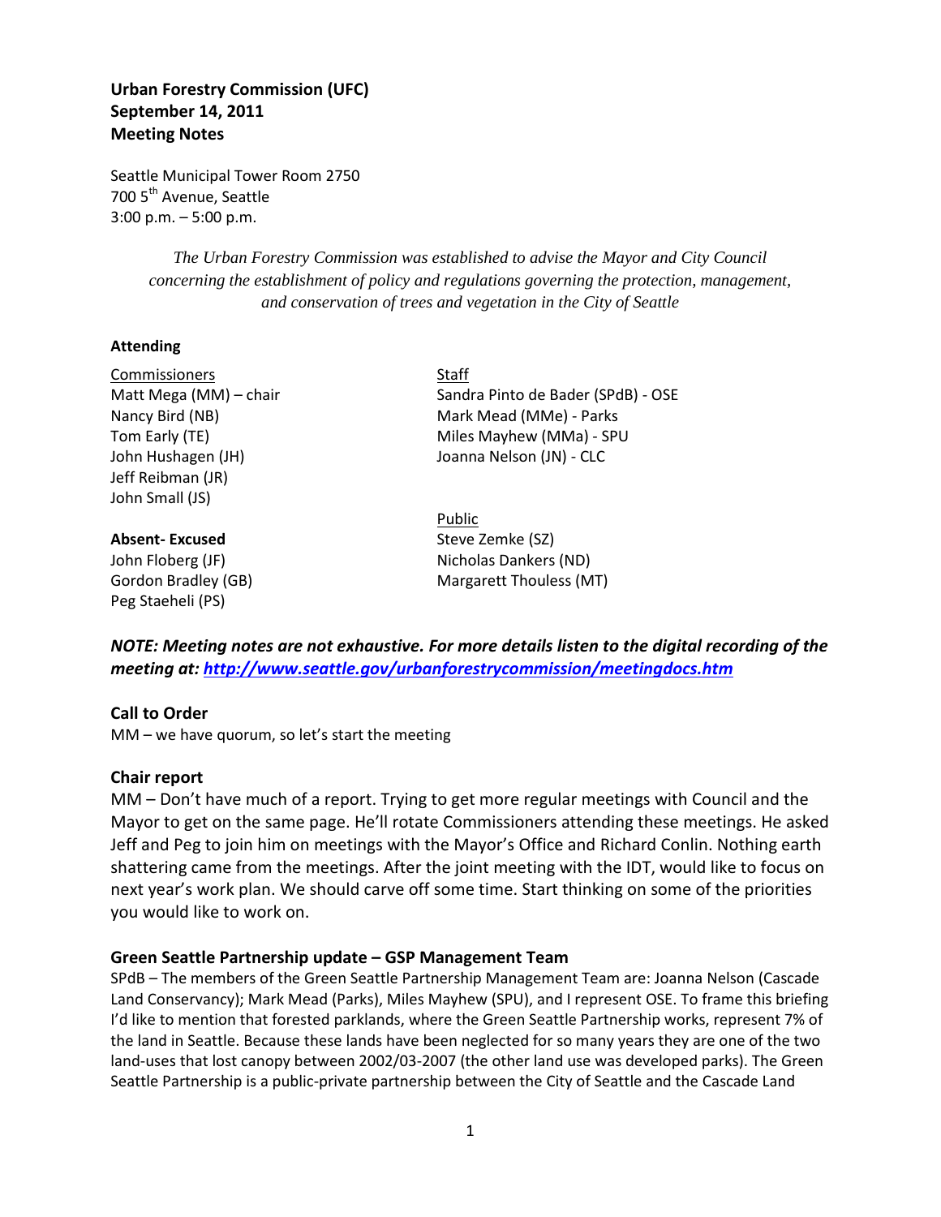# Urban Forestry Commission (UFC)
# September 14, 2011
# Meeting Notes

Seattle Municipal Tower Room 2750
700 5th Avenue, Seattle
3:00 p.m. – 5:00 p.m.

*The Urban Forestry Commission was established to advise the Mayor and City Council concerning the establishment of policy and regulations governing the protection, management, and conservation of trees and vegetation in the City of Seattle*

**Attending**

Commissioners
Matt Mega (MM) – chair
Nancy Bird (NB)
Tom Early (TE)
John Hushagen (JH)
Jeff Reibman (JR)
John Small (JS)

**Absent- Excused**
John Floberg (JF)
Gordon Bradley (GB)
Peg Staeheli (PS)

Staff
Sandra Pinto de Bader (SPdB) - OSE
Mark Mead (MMe) - Parks
Miles Mayhew (MMa) - SPU
Joanna Nelson (JN) - CLC

Public
Steve Zemke (SZ)
Nicholas Dankers (ND)
Margarett Thouless (MT)

***NOTE: Meeting notes are not exhaustive. For more details listen to the digital recording of the meeting at: http://www.seattle.gov/urbanforestrycommission/meetingdocs.htm***

## Call to Order

MM – we have quorum, so let's start the meeting

## Chair report

MM – Don't have much of a report. Trying to get more regular meetings with Council and the Mayor to get on the same page. He'll rotate Commissioners attending these meetings. He asked Jeff and Peg to join him on meetings with the Mayor's Office and Richard Conlin. Nothing earth shattering came from the meetings. After the joint meeting with the IDT, would like to focus on next year's work plan. We should carve off some time. Start thinking on some of the priorities you would like to work on.

### Green Seattle Partnership update – GSP Management Team

SPdB – The members of the Green Seattle Partnership Management Team are: Joanna Nelson (Cascade Land Conservancy); Mark Mead (Parks), Miles Mayhew (SPU), and I represent OSE. To frame this briefing I'd like to mention that forested parklands, where the Green Seattle Partnership works, represent 7% of the land in Seattle. Because these lands have been neglected for so many years they are one of the two land-uses that lost canopy between 2002/03-2007 (the other land use was developed parks). The Green Seattle Partnership is a public-private partnership between the City of Seattle and the Cascade Land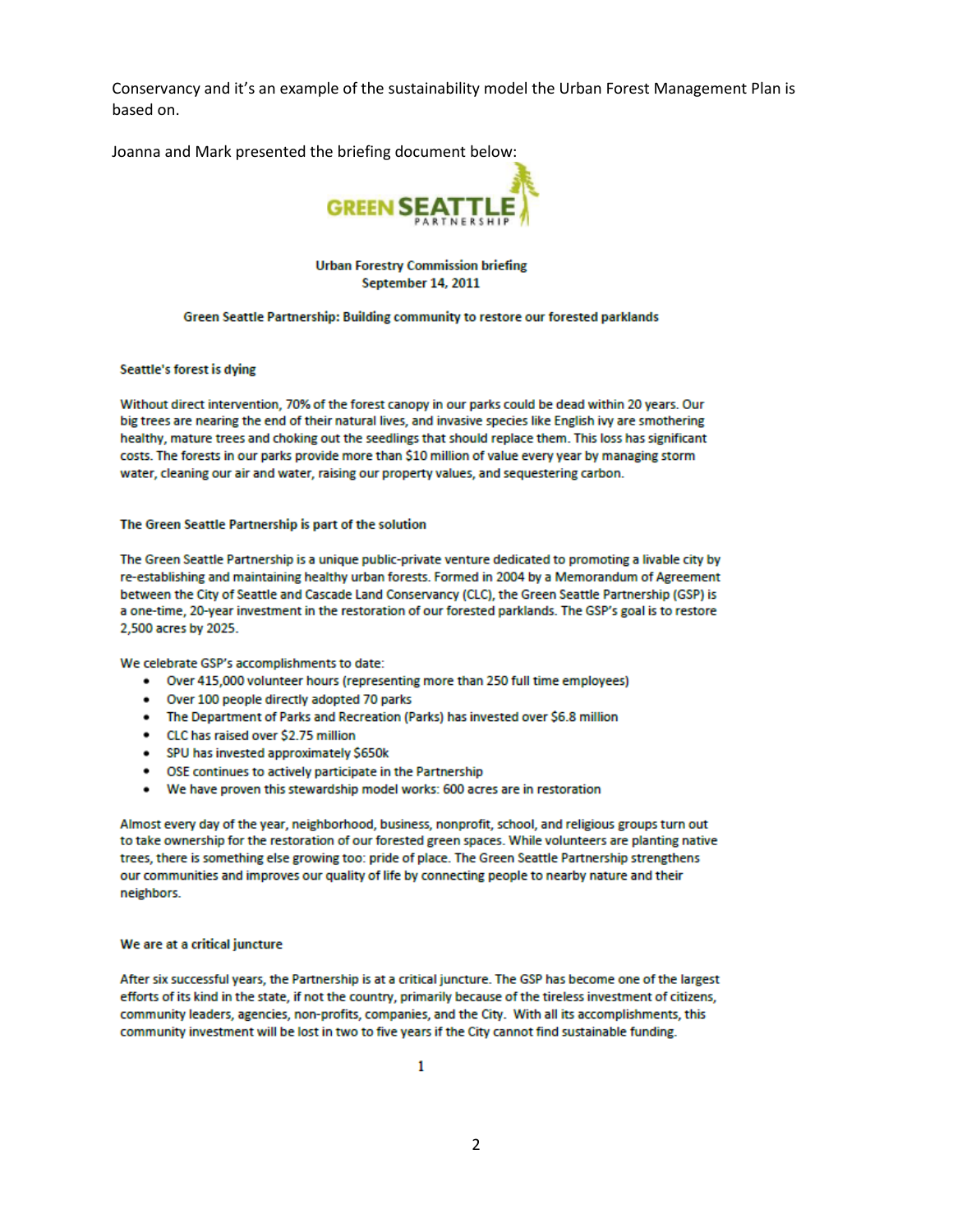Conservancy and it's an example of the sustainability model the Urban Forest Management Plan is based on.

Joanna and Mark presented the briefing document below:

GREEN SEATTLE PARTNERSHIP

**Urban Forestry Commission briefing**
**September 14, 2011**

**Green Seattle Partnership: Building community to restore our forested parklands**

**Seattle's forest is dying**

Without direct intervention, 70% of the forest canopy in our parks could be dead within 20 years. Our big trees are nearing the end of their natural lives, and invasive species like English ivy are smothering healthy, mature trees and choking out the seedlings that should replace them. This loss has significant costs. The forests in our parks provide more than $10 million of value every year by managing storm water, cleaning our air and water, raising our property values, and sequestering carbon.

**The Green Seattle Partnership is part of the solution**

The Green Seattle Partnership is a unique public-private venture dedicated to promoting a livable city by re-establishing and maintaining healthy urban forests. Formed in 2004 by a Memorandum of Agreement between the City of Seattle and Cascade Land Conservancy (CLC), the Green Seattle Partnership (GSP) is a one-time, 20-year investment in the restoration of our forested parklands. The GSP's goal is to restore 2,500 acres by 2025.

We celebrate GSP's accomplishments to date:

- Over 415,000 volunteer hours (representing more than 250 full time employees)
- Over 100 people directly adopted 70 parks
- The Department of Parks and Recreation (Parks) has invested over $6.8 million
- CLC has raised over $2.75 million
- SPU has invested approximately $650k
- OSE continues to actively participate in the Partnership
- We have proven this stewardship model works: 600 acres are in restoration

Almost every day of the year, neighborhood, business, nonprofit, school, and religious groups turn out to take ownership for the restoration of our forested green spaces. While volunteers are planting native trees, there is something else growing too: pride of place. The Green Seattle Partnership strengthens our communities and improves our quality of life by connecting people to nearby nature and their neighbors.

**We are at a critical juncture**

After six successful years, the Partnership is at a critical juncture. The GSP has become one of the largest efforts of its kind in the state, if not the country, primarily because of the tireless investment of citizens, community leaders, agencies, non-profits, companies, and the City. With all its accomplishments, this community investment will be lost in two to five years if the City cannot find sustainable funding.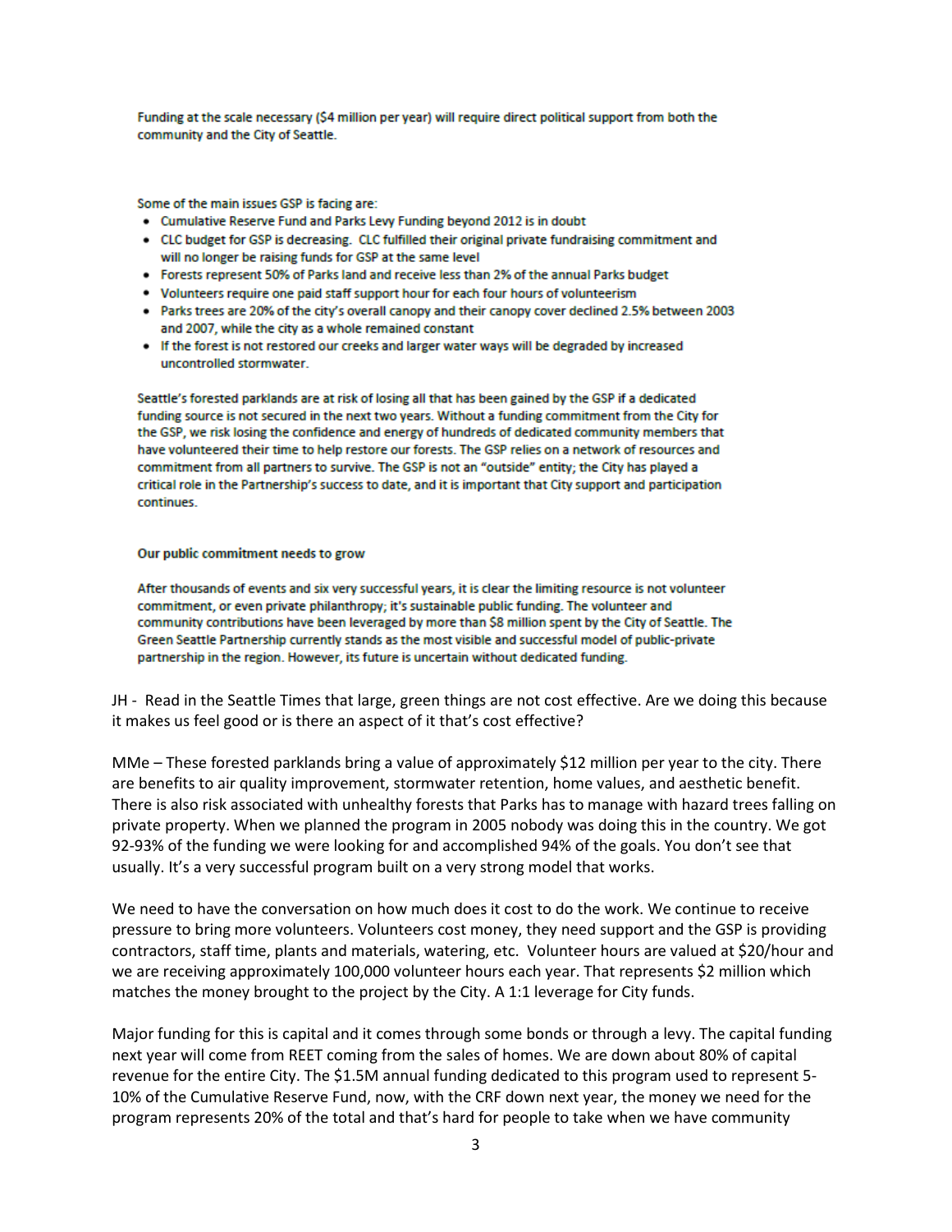Funding at the scale necessary ($4 million per year) will require direct political support from both the community and the City of Seattle.

Some of the main issues GSP is facing are:

- Cumulative Reserve Fund and Parks Levy Funding beyond 2012 is in doubt
- CLC budget for GSP is decreasing. CLC fulfilled their original private fundraising commitment and will no longer be raising funds for GSP at the same level
- Forests represent 50% of Parks land and receive less than 2% of the annual Parks budget
- Volunteers require one paid staff support hour for each four hours of volunteerism
- Parks trees are 20% of the city's overall canopy and their canopy cover declined 2.5% between 2003 and 2007, while the city as a whole remained constant
- If the forest is not restored our creeks and larger water ways will be degraded by increased uncontrolled stormwater.

Seattle's forested parklands are at risk of losing all that has been gained by the GSP if a dedicated funding source is not secured in the next two years. Without a funding commitment from the City for the GSP, we risk losing the confidence and energy of hundreds of dedicated community members that have volunteered their time to help restore our forests. The GSP relies on a network of resources and commitment from all partners to survive. The GSP is not an "outside" entity; the City has played a critical role in the Partnership's success to date, and it is important that City support and participation continues.

**Our public commitment needs to grow**

After thousands of events and six very successful years, it is clear the limiting resource is not volunteer commitment, or even private philanthropy; it's sustainable public funding. The volunteer and community contributions have been leveraged by more than $8 million spent by the City of Seattle. The Green Seattle Partnership currently stands as the most visible and successful model of public-private partnership in the region. However, its future is uncertain without dedicated funding.

JH - Read in the Seattle Times that large, green things are not cost effective. Are we doing this because it makes us feel good or is there an aspect of it that's cost effective?

MMe – These forested parklands bring a value of approximately $12 million per year to the city. There are benefits to air quality improvement, stormwater retention, home values, and aesthetic benefit. There is also risk associated with unhealthy forests that Parks has to manage with hazard trees falling on private property. When we planned the program in 2005 nobody was doing this in the country. We got 92-93% of the funding we were looking for and accomplished 94% of the goals. You don't see that usually. It's a very successful program built on a very strong model that works.

We need to have the conversation on how much does it cost to do the work. We continue to receive pressure to bring more volunteers. Volunteers cost money, they need support and the GSP is providing contractors, staff time, plants and materials, watering, etc. Volunteer hours are valued at $20/hour and we are receiving approximately 100,000 volunteer hours each year. That represents $2 million which matches the money brought to the project by the City. A 1:1 leverage for City funds.

Major funding for this is capital and it comes through some bonds or through a levy. The capital funding next year will come from REET coming from the sales of homes. We are down about 80% of capital revenue for the entire City. The $1.5M annual funding dedicated to this program used to represent 5-10% of the Cumulative Reserve Fund, now, with the CRF down next year, the money we need for the program represents 20% of the total and that's hard for people to take when we have community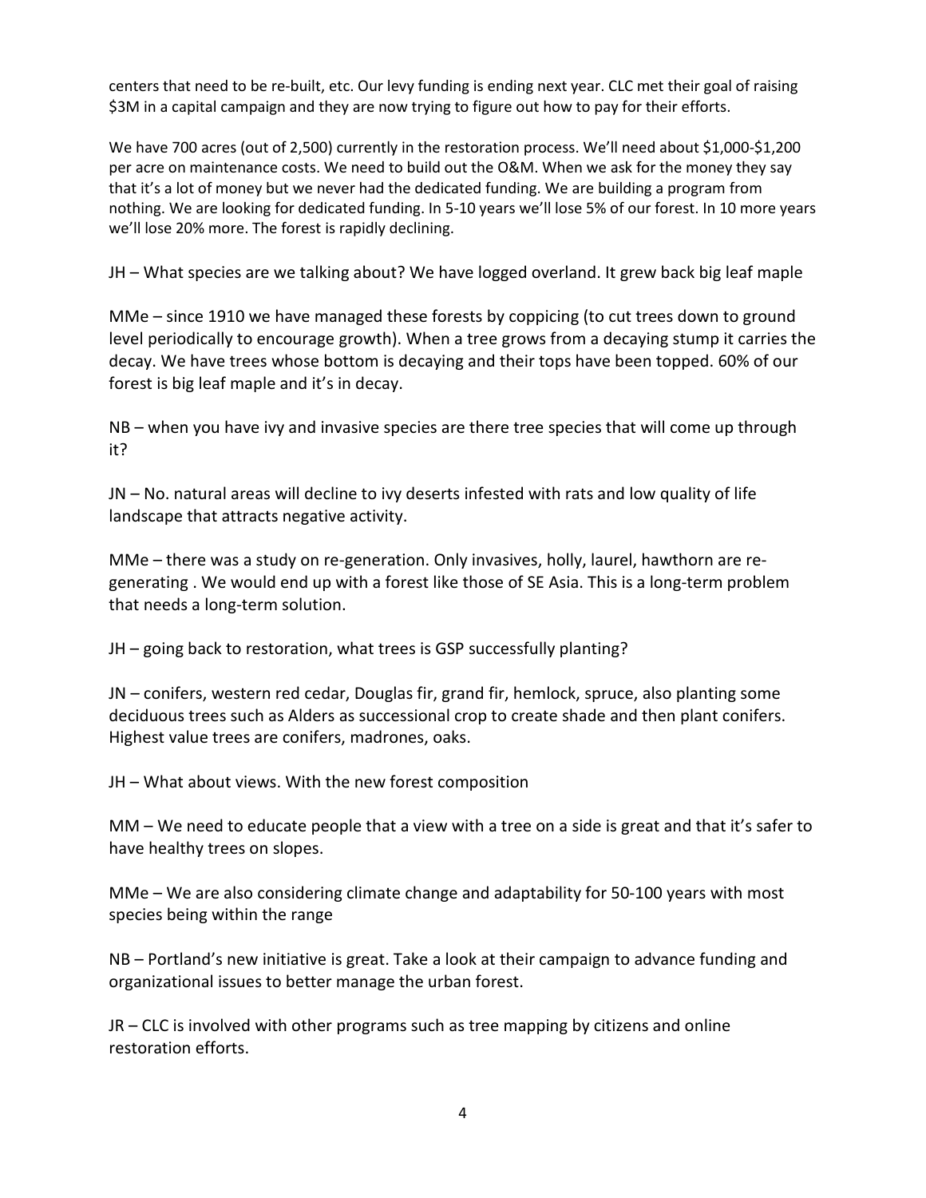centers that need to be re-built, etc. Our levy funding is ending next year. CLC met their goal of raising $3M in a capital campaign and they are now trying to figure out how to pay for their efforts.

We have 700 acres (out of 2,500) currently in the restoration process. We'll need about $1,000-$1,200 per acre on maintenance costs. We need to build out the O&M. When we ask for the money they say that it's a lot of money but we never had the dedicated funding. We are building a program from nothing. We are looking for dedicated funding. In 5-10 years we'll lose 5% of our forest. In 10 more years we'll lose 20% more. The forest is rapidly declining.

JH – What species are we talking about? We have logged overland. It grew back big leaf maple

MMe – since 1910 we have managed these forests by coppicing (to cut trees down to ground level periodically to encourage growth). When a tree grows from a decaying stump it carries the decay. We have trees whose bottom is decaying and their tops have been topped. 60% of our forest is big leaf maple and it's in decay.

NB – when you have ivy and invasive species are there tree species that will come up through it?

JN – No. natural areas will decline to ivy deserts infested with rats and low quality of life landscape that attracts negative activity.

MMe – there was a study on re-generation. Only invasives, holly, laurel, hawthorn are re-generating . We would end up with a forest like those of SE Asia. This is a long-term problem that needs a long-term solution.

JH – going back to restoration, what trees is GSP successfully planting?

JN – conifers, western red cedar, Douglas fir, grand fir, hemlock, spruce, also planting some deciduous trees such as Alders as successional crop to create shade and then plant conifers. Highest value trees are conifers, madrones, oaks.

JH – What about views. With the new forest composition

MM – We need to educate people that a view with a tree on a side is great and that it's safer to have healthy trees on slopes.

MMe – We are also considering climate change and adaptability for 50-100 years with most species being within the range

NB – Portland's new initiative is great. Take a look at their campaign to advance funding and organizational issues to better manage the urban forest.

JR – CLC is involved with other programs such as tree mapping by citizens and online restoration efforts.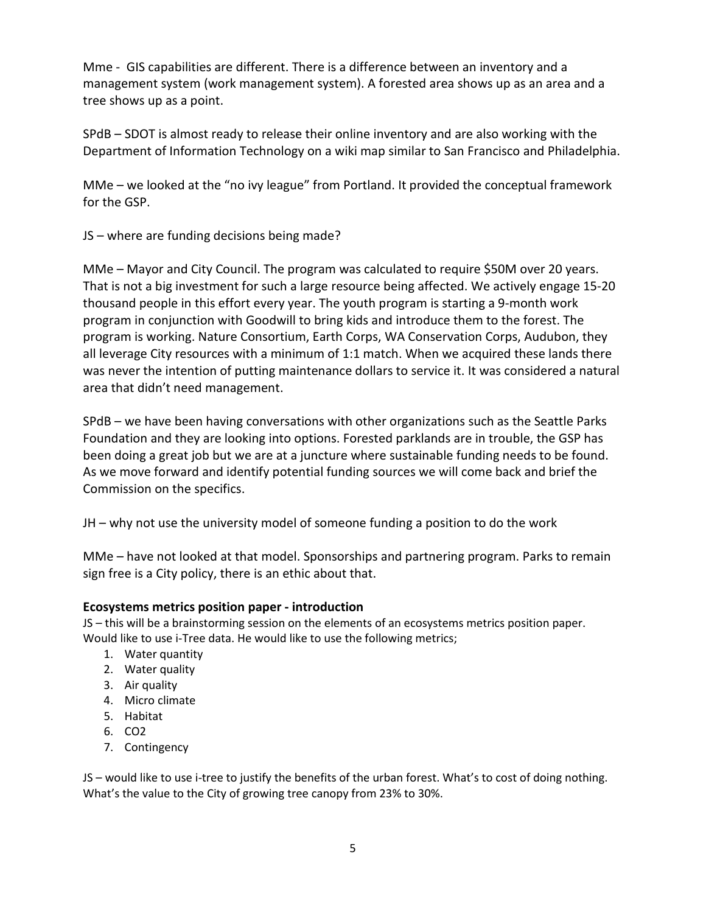Mme - GIS capabilities are different. There is a difference between an inventory and a management system (work management system). A forested area shows up as an area and a tree shows up as a point.

SPdB – SDOT is almost ready to release their online inventory and are also working with the Department of Information Technology on a wiki map similar to San Francisco and Philadelphia.

MMe – we looked at the "no ivy league" from Portland. It provided the conceptual framework for the GSP.

JS – where are funding decisions being made?

MMe – Mayor and City Council. The program was calculated to require $50M over 20 years. That is not a big investment for such a large resource being affected. We actively engage 15-20 thousand people in this effort every year. The youth program is starting a 9-month work program in conjunction with Goodwill to bring kids and introduce them to the forest. The program is working. Nature Consortium, Earth Corps, WA Conservation Corps, Audubon, they all leverage City resources with a minimum of 1:1 match. When we acquired these lands there was never the intention of putting maintenance dollars to service it. It was considered a natural area that didn't need management.

SPdB – we have been having conversations with other organizations such as the Seattle Parks Foundation and they are looking into options. Forested parklands are in trouble, the GSP has been doing a great job but we are at a juncture where sustainable funding needs to be found. As we move forward and identify potential funding sources we will come back and brief the Commission on the specifics.

JH – why not use the university model of someone funding a position to do the work

MMe – have not looked at that model. Sponsorships and partnering program. Parks to remain sign free is a City policy, there is an ethic about that.

**Ecosystems metrics position paper - introduction**

JS – this will be a brainstorming session on the elements of an ecosystems metrics position paper. Would like to use i-Tree data. He would like to use the following metrics;

1. Water quantity
2. Water quality
3. Air quality
4. Micro climate
5. Habitat
6. $CO_2$
7. Contingency

JS – would like to use i-tree to justify the benefits of the urban forest. What's to cost of doing nothing. What's the value to the City of growing tree canopy from 23% to 30%.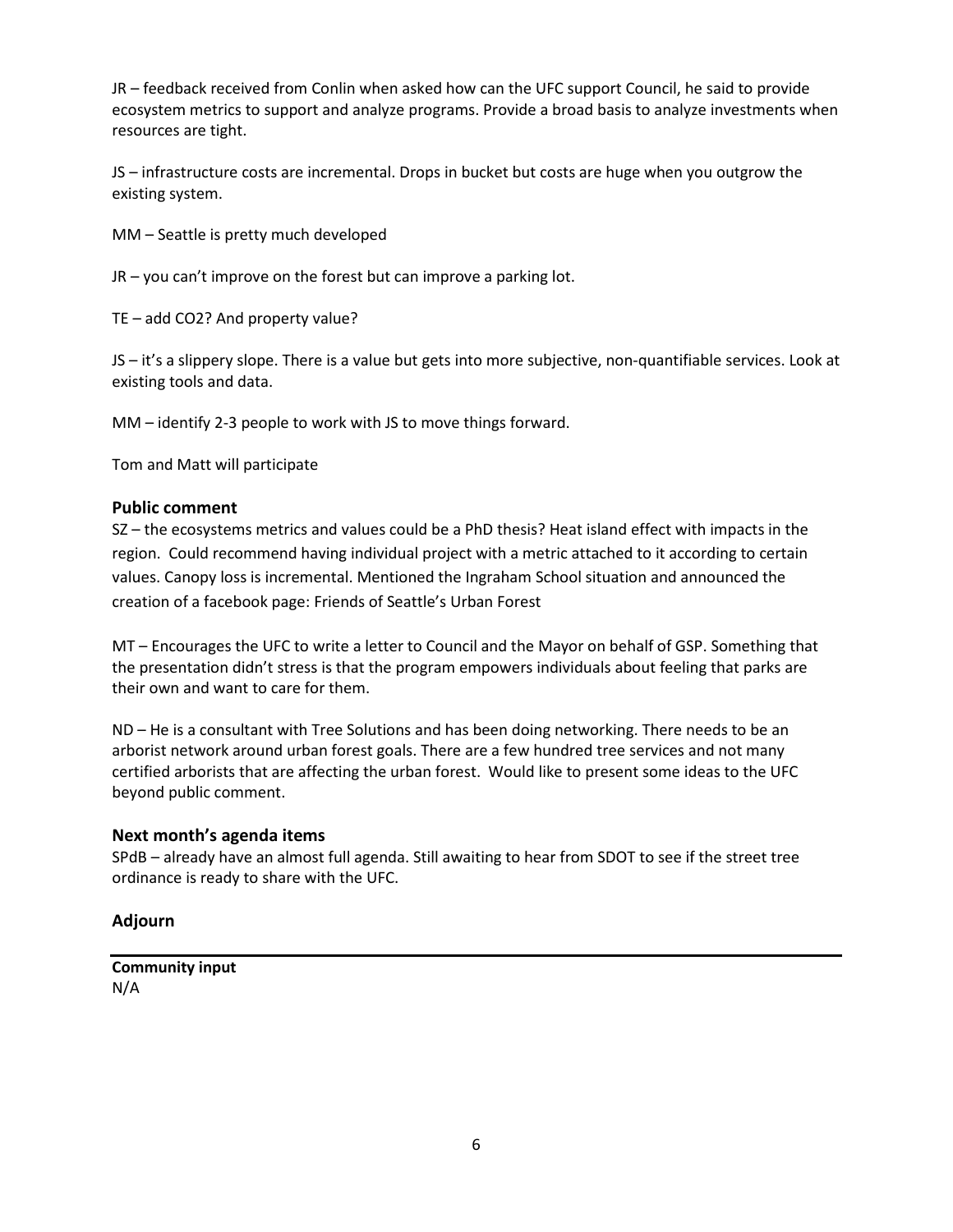JR – feedback received from Conlin when asked how can the UFC support Council, he said to provide ecosystem metrics to support and analyze programs. Provide a broad basis to analyze investments when resources are tight.

JS – infrastructure costs are incremental. Drops in bucket but costs are huge when you outgrow the existing system.

MM – Seattle is pretty much developed

JR – you can't improve on the forest but can improve a parking lot.

TE – add $CO_2$? And property value?

JS – it's a slippery slope. There is a value but gets into more subjective, non-quantifiable services. Look at existing tools and data.

MM – identify 2-3 people to work with JS to move things forward.

Tom and Matt will participate

### Public comment

SZ – the ecosystems metrics and values could be a PhD thesis? Heat island effect with impacts in the region. Could recommend having individual project with a metric attached to it according to certain values. Canopy loss is incremental. Mentioned the Ingraham School situation and announced the creation of a facebook page: Friends of Seattle's Urban Forest

MT – Encourages the UFC to write a letter to Council and the Mayor on behalf of GSP. Something that the presentation didn't stress is that the program empowers individuals about feeling that parks are their own and want to care for them.

ND – He is a consultant with Tree Solutions and has been doing networking. There needs to be an arborist network around urban forest goals. There are a few hundred tree services and not many certified arborists that are affecting the urban forest. Would like to present some ideas to the UFC beyond public comment.

### Next month's agenda items

SPdB – already have an almost full agenda. Still awaiting to hear from SDOT to see if the street tree ordinance is ready to share with the UFC.

## Adjourn

---

**Community input**

N/A